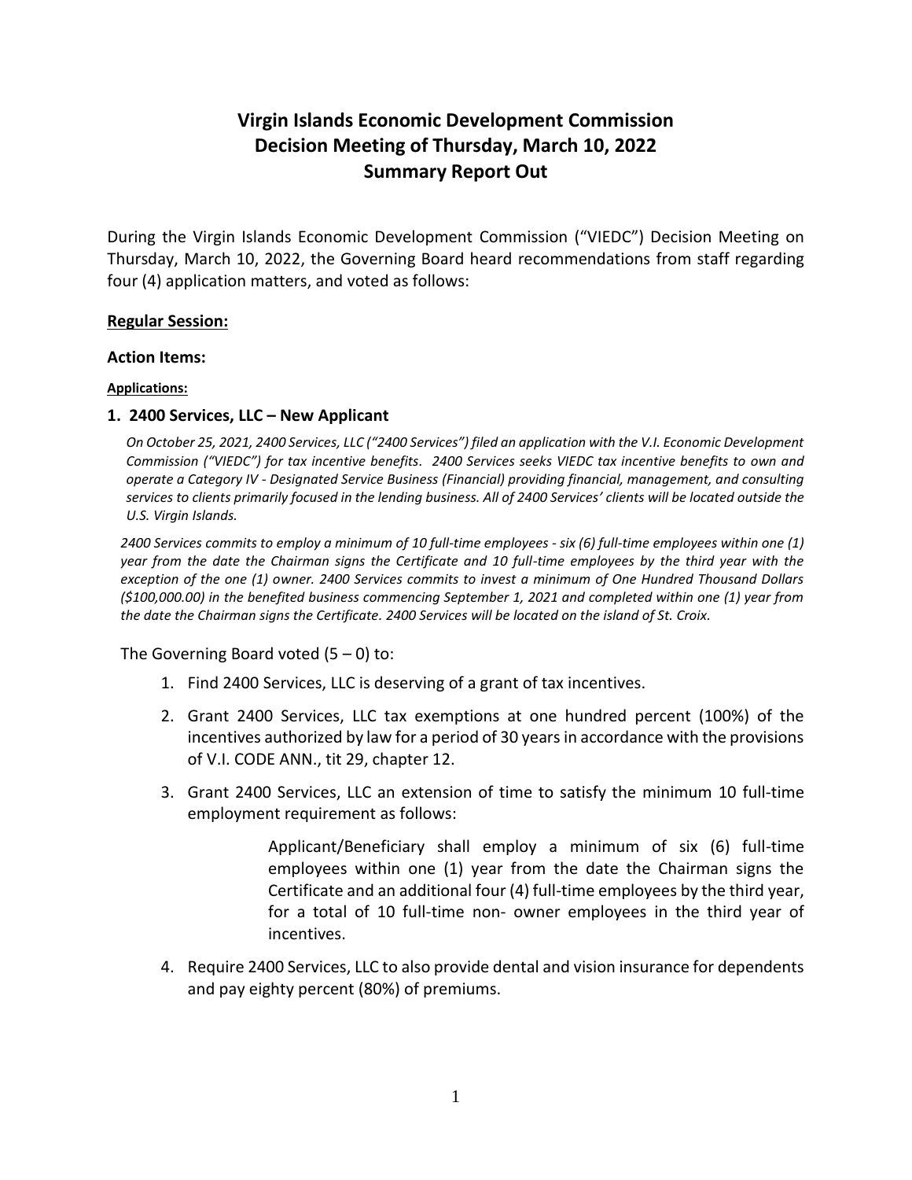# Virgin Islands Economic Development Commission
# Decision Meeting of Thursday, March 10, 2022
# Summary Report Out

During the Virgin Islands Economic Development Commission ("VIEDC") Decision Meeting on Thursday, March 10, 2022, the Governing Board heard recommendations from staff regarding four (4) application matters, and voted as follows:

## Regular Session:

### Action Items:

**Applications:**

### 1. 2400 Services, LLC – New Applicant

*On October 25, 2021, 2400 Services, LLC ("2400 Services") filed an application with the V.I. Economic Development Commission ("VIEDC") for tax incentive benefits. 2400 Services seeks VIEDC tax incentive benefits to own and operate a Category IV - Designated Service Business (Financial) providing financial, management, and consulting services to clients primarily focused in the lending business. All of 2400 Services' clients will be located outside the U.S. Virgin Islands.*

*2400 Services commits to employ a minimum of 10 full-time employees - six (6) full-time employees within one (1) year from the date the Chairman signs the Certificate and 10 full-time employees by the third year with the exception of the one (1) owner. 2400 Services commits to invest a minimum of One Hundred Thousand Dollars ($100,000.00) in the benefited business commencing September 1, 2021 and completed within one (1) year from the date the Chairman signs the Certificate. 2400 Services will be located on the island of St. Croix.*

The Governing Board voted (5 – 0) to:

1. Find 2400 Services, LLC is deserving of a grant of tax incentives.
2. Grant 2400 Services, LLC tax exemptions at one hundred percent (100%) of the incentives authorized by law for a period of 30 years in accordance with the provisions of V.I. CODE ANN., tit 29, chapter 12.
3. Grant 2400 Services, LLC an extension of time to satisfy the minimum 10 full-time employment requirement as follows:

   > Applicant/Beneficiary shall employ a minimum of six (6) full-time employees within one (1) year from the date the Chairman signs the Certificate and an additional four (4) full-time employees by the third year, for a total of 10 full-time non- owner employees in the third year of incentives.

4. Require 2400 Services, LLC to also provide dental and vision insurance for dependents and pay eighty percent (80%) of premiums.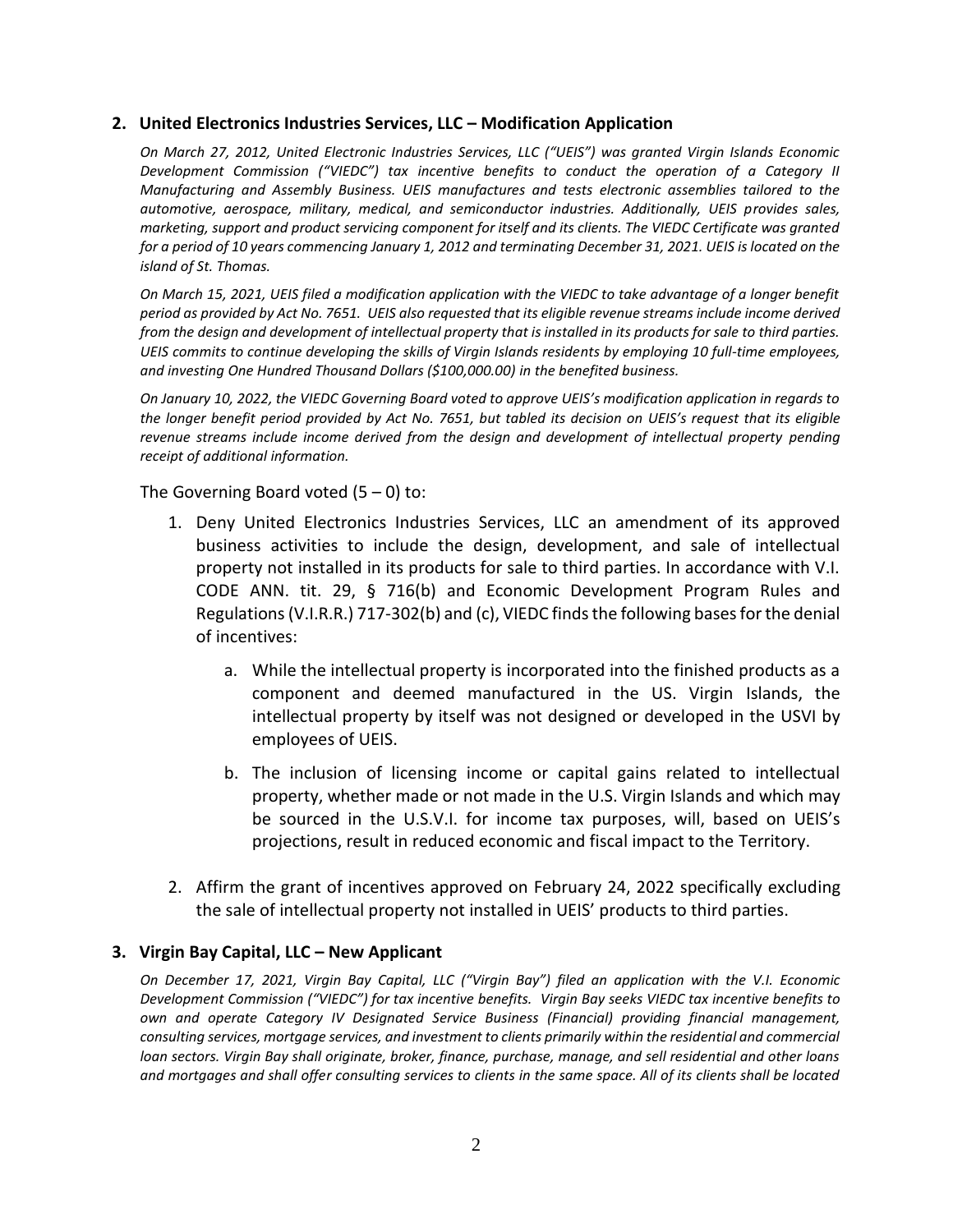## 2. United Electronics Industries Services, LLC – Modification Application

*On March 27, 2012, United Electronic Industries Services, LLC ("UEIS") was granted Virgin Islands Economic Development Commission ("VIEDC") tax incentive benefits to conduct the operation of a Category II Manufacturing and Assembly Business. UEIS manufactures and tests electronic assemblies tailored to the automotive, aerospace, military, medical, and semiconductor industries. Additionally, UEIS provides sales, marketing, support and product servicing component for itself and its clients. The VIEDC Certificate was granted for a period of 10 years commencing January 1, 2012 and terminating December 31, 2021. UEIS is located on the island of St. Thomas.*

*On March 15, 2021, UEIS filed a modification application with the VIEDC to take advantage of a longer benefit period as provided by Act No. 7651. UEIS also requested that its eligible revenue streams include income derived from the design and development of intellectual property that is installed in its products for sale to third parties. UEIS commits to continue developing the skills of Virgin Islands residents by employing 10 full-time employees, and investing One Hundred Thousand Dollars ($100,000.00) in the benefited business.*

*On January 10, 2022, the VIEDC Governing Board voted to approve UEIS's modification application in regards to the longer benefit period provided by Act No. 7651, but tabled its decision on UEIS's request that its eligible revenue streams include income derived from the design and development of intellectual property pending receipt of additional information.*

The Governing Board voted (5 – 0) to:

1. Deny United Electronics Industries Services, LLC an amendment of its approved business activities to include the design, development, and sale of intellectual property not installed in its products for sale to third parties. In accordance with V.I. CODE ANN. tit. 29, § 716(b) and Economic Development Program Rules and Regulations (V.I.R.R.) 717-302(b) and (c), VIEDC finds the following bases for the denial of incentives:
   a. While the intellectual property is incorporated into the finished products as a component and deemed manufactured in the US. Virgin Islands, the intellectual property by itself was not designed or developed in the USVI by employees of UEIS.
   b. The inclusion of licensing income or capital gains related to intellectual property, whether made or not made in the U.S. Virgin Islands and which may be sourced in the U.S.V.I. for income tax purposes, will, based on UEIS's projections, result in reduced economic and fiscal impact to the Territory.
2. Affirm the grant of incentives approved on February 24, 2022 specifically excluding the sale of intellectual property not installed in UEIS' products to third parties.

## 3. Virgin Bay Capital, LLC – New Applicant

*On December 17, 2021, Virgin Bay Capital, LLC ("Virgin Bay") filed an application with the V.I. Economic Development Commission ("VIEDC") for tax incentive benefits. Virgin Bay seeks VIEDC tax incentive benefits to own and operate Category IV Designated Service Business (Financial) providing financial management, consulting services, mortgage services, and investment to clients primarily within the residential and commercial loan sectors. Virgin Bay shall originate, broker, finance, purchase, manage, and sell residential and other loans and mortgages and shall offer consulting services to clients in the same space. All of its clients shall be located*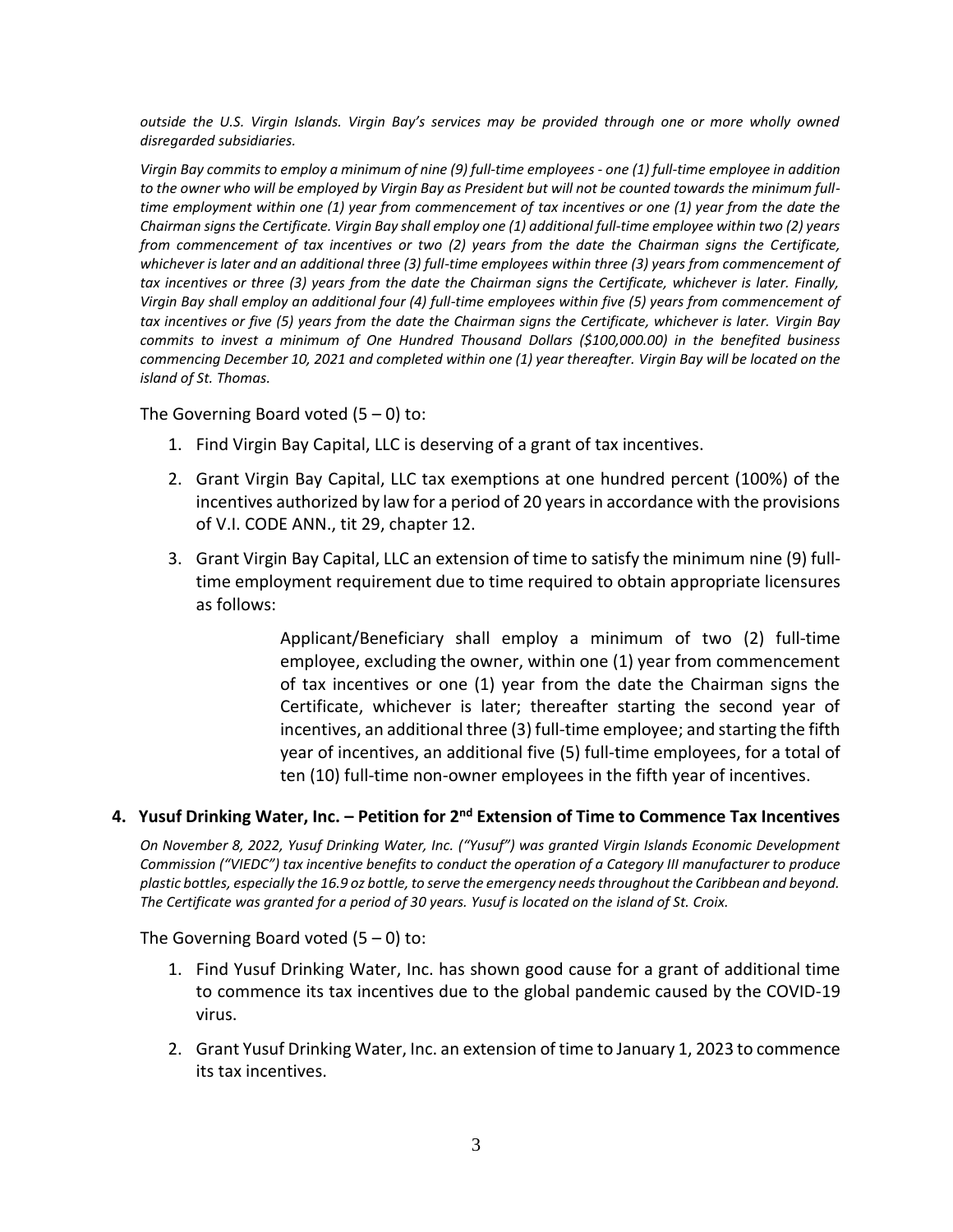*outside the U.S. Virgin Islands. Virgin Bay's services may be provided through one or more wholly owned disregarded subsidiaries.*

*Virgin Bay commits to employ a minimum of nine (9) full-time employees - one (1) full-time employee in addition to the owner who will be employed by Virgin Bay as President but will not be counted towards the minimum full-time employment within one (1) year from commencement of tax incentives or one (1) year from the date the Chairman signs the Certificate. Virgin Bay shall employ one (1) additional full-time employee within two (2) years from commencement of tax incentives or two (2) years from the date the Chairman signs the Certificate, whichever is later and an additional three (3) full-time employees within three (3) years from commencement of tax incentives or three (3) years from the date the Chairman signs the Certificate, whichever is later. Finally, Virgin Bay shall employ an additional four (4) full-time employees within five (5) years from commencement of tax incentives or five (5) years from the date the Chairman signs the Certificate, whichever is later. Virgin Bay commits to invest a minimum of One Hundred Thousand Dollars ($100,000.00) in the benefited business commencing December 10, 2021 and completed within one (1) year thereafter. Virgin Bay will be located on the island of St. Thomas.*

The Governing Board voted (5 – 0) to:

1. Find Virgin Bay Capital, LLC is deserving of a grant of tax incentives.
2. Grant Virgin Bay Capital, LLC tax exemptions at one hundred percent (100%) of the incentives authorized by law for a period of 20 years in accordance with the provisions of V.I. CODE ANN., tit 29, chapter 12.
3. Grant Virgin Bay Capital, LLC an extension of time to satisfy the minimum nine (9) full-time employment requirement due to time required to obtain appropriate licensures as follows:

   > Applicant/Beneficiary shall employ a minimum of two (2) full-time employee, excluding the owner, within one (1) year from commencement of tax incentives or one (1) year from the date the Chairman signs the Certificate, whichever is later; thereafter starting the second year of incentives, an additional three (3) full-time employee; and starting the fifth year of incentives, an additional five (5) full-time employees, for a total of ten (10) full-time non-owner employees in the fifth year of incentives.

## 4. Yusuf Drinking Water, Inc. – Petition for 2nd Extension of Time to Commence Tax Incentives

*On November 8, 2022, Yusuf Drinking Water, Inc. ("Yusuf") was granted Virgin Islands Economic Development Commission ("VIEDC") tax incentive benefits to conduct the operation of a Category III manufacturer to produce plastic bottles, especially the 16.9 oz bottle, to serve the emergency needs throughout the Caribbean and beyond. The Certificate was granted for a period of 30 years. Yusuf is located on the island of St. Croix.*

The Governing Board voted (5 – 0) to:

1. Find Yusuf Drinking Water, Inc. has shown good cause for a grant of additional time to commence its tax incentives due to the global pandemic caused by the COVID-19 virus.
2. Grant Yusuf Drinking Water, Inc. an extension of time to January 1, 2023 to commence its tax incentives.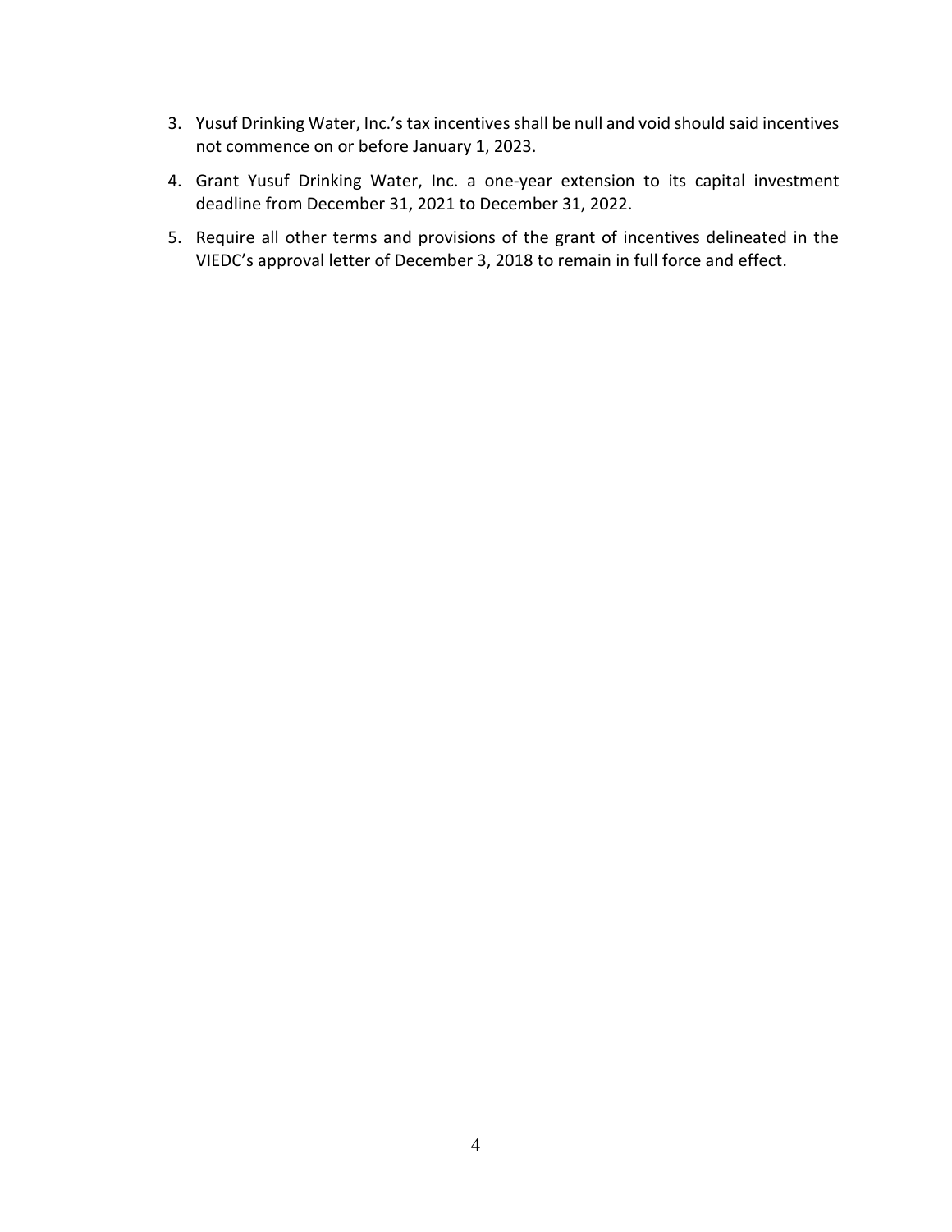3. Yusuf Drinking Water, Inc.'s tax incentives shall be null and void should said incentives not commence on or before January 1, 2023.
4. Grant Yusuf Drinking Water, Inc. a one-year extension to its capital investment deadline from December 31, 2021 to December 31, 2022.
5. Require all other terms and provisions of the grant of incentives delineated in the VIEDC's approval letter of December 3, 2018 to remain in full force and effect.